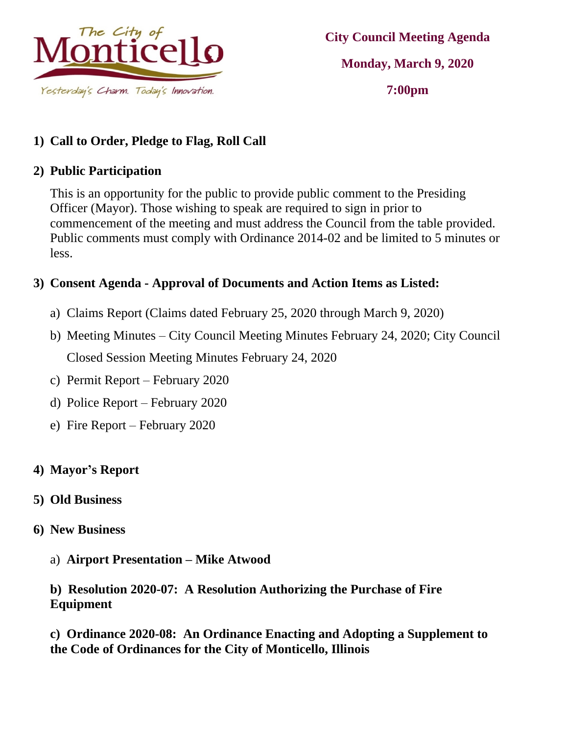The City of Monticello

Yesterday's Charm. Today's Innovation.

**City Council Meeting Agenda**

**Monday, March 9, 2020**

**7:00pm**

1) **Call to Order, Pledge to Flag, Roll Call**

2) **Public Participation**

   This is an opportunity for the public to provide public comment to the Presiding Officer (Mayor). Those wishing to speak are required to sign in prior to commencement of the meeting and must address the Council from the table provided. Public comments must comply with Ordinance 2014-02 and be limited to 5 minutes or less.

3) **Consent Agenda - Approval of Documents and Action Items as Listed:**

   a) Claims Report (Claims dated February 25, 2020 through March 9, 2020)

   b) Meeting Minutes – City Council Meeting Minutes February 24, 2020; City Council Closed Session Meeting Minutes February 24, 2020

   c) Permit Report – February 2020

   d) Police Report – February 2020

   e) Fire Report – February 2020

4) **Mayor's Report**

5) **Old Business**

6) **New Business**

   a) **Airport Presentation – Mike Atwood**

   **b) Resolution 2020-07: A Resolution Authorizing the Purchase of Fire Equipment**

   **c) Ordinance 2020-08: An Ordinance Enacting and Adopting a Supplement to the Code of Ordinances for the City of Monticello, Illinois**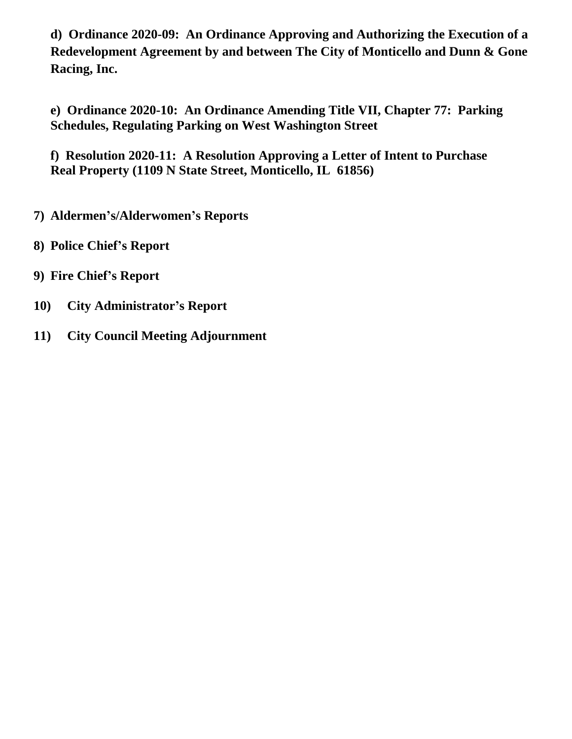**d) Ordinance 2020-09: An Ordinance Approving and Authorizing the Execution of a Redevelopment Agreement by and between The City of Monticello and Dunn & Gone Racing, Inc.**

**e) Ordinance 2020-10: An Ordinance Amending Title VII, Chapter 77: Parking Schedules, Regulating Parking on West Washington Street**

**f) Resolution 2020-11: A Resolution Approving a Letter of Intent to Purchase Real Property (1109 N State Street, Monticello, IL 61856)**

7) **Aldermen's/Alderwomen's Reports**

8) **Police Chief's Report**

9) **Fire Chief's Report**

10) **City Administrator's Report**

11) **City Council Meeting Adjournment**